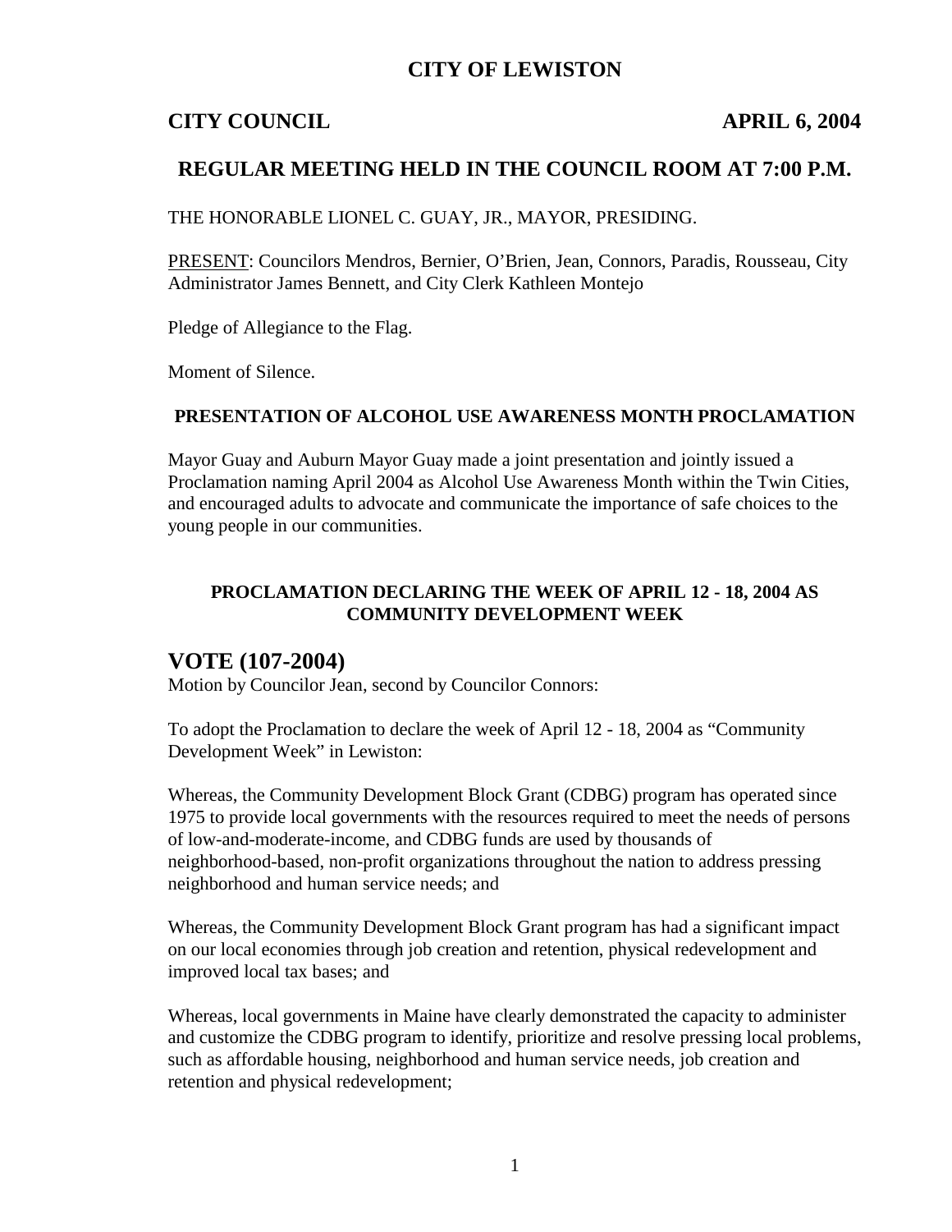# CITY OF LEWISTON

## CITY COUNCIL APRIL 6, 2004

## REGULAR MEETING HELD IN THE COUNCIL ROOM AT 7:00 P.M.

THE HONORABLE LIONEL C. GUAY, JR., MAYOR, PRESIDING.

PRESENT: Councilors Mendros, Bernier, O'Brien, Jean, Connors, Paradis, Rousseau, City Administrator James Bennett, and City Clerk Kathleen Montejo

Pledge of Allegiance to the Flag.

Moment of Silence.

### PRESENTATION OF ALCOHOL USE AWARENESS MONTH PROCLAMATION

Mayor Guay and Auburn Mayor Guay made a joint presentation and jointly issued a Proclamation naming April 2004 as Alcohol Use Awareness Month within the Twin Cities, and encouraged adults to advocate and communicate the importance of safe choices to the young people in our communities.

### PROCLAMATION DECLARING THE WEEK OF APRIL 12 - 18, 2004 AS COMMUNITY DEVELOPMENT WEEK

## VOTE (107-2004)

Motion by Councilor Jean, second by Councilor Connors:

To adopt the Proclamation to declare the week of April 12 - 18, 2004 as "Community Development Week" in Lewiston:

Whereas, the Community Development Block Grant (CDBG) program has operated since 1975 to provide local governments with the resources required to meet the needs of persons of low-and-moderate-income, and CDBG funds are used by thousands of neighborhood-based, non-profit organizations throughout the nation to address pressing neighborhood and human service needs; and

Whereas, the Community Development Block Grant program has had a significant impact on our local economies through job creation and retention, physical redevelopment and improved local tax bases; and

Whereas, local governments in Maine have clearly demonstrated the capacity to administer and customize the CDBG program to identify, prioritize and resolve pressing local problems, such as affordable housing, neighborhood and human service needs, job creation and retention and physical redevelopment;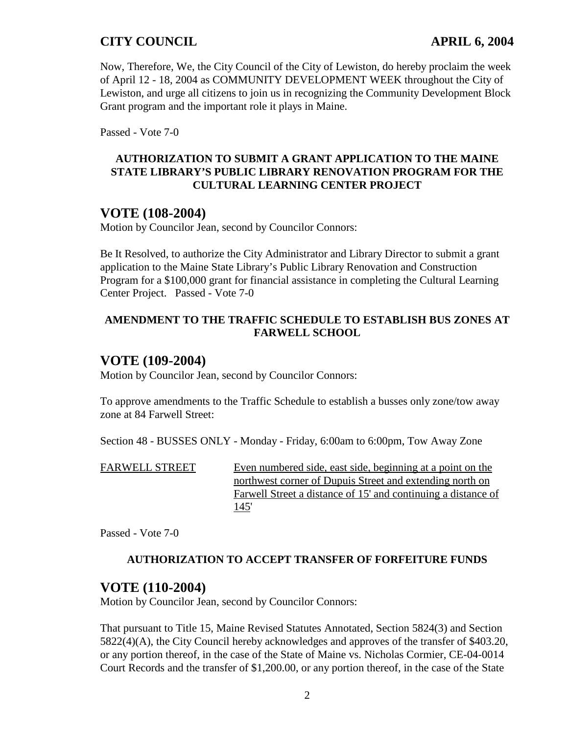Now, Therefore, We, the City Council of the City of Lewiston, do hereby proclaim the week of April 12 - 18, 2004 as COMMUNITY DEVELOPMENT WEEK throughout the City of Lewiston, and urge all citizens to join us in recognizing the Community Development Block Grant program and the important role it plays in Maine.

Passed - Vote 7-0

**AUTHORIZATION TO SUBMIT A GRANT APPLICATION TO THE MAINE STATE LIBRARY'S PUBLIC LIBRARY RENOVATION PROGRAM FOR THE CULTURAL LEARNING CENTER PROJECT**

## VOTE (108-2004)

Motion by Councilor Jean, second by Councilor Connors:

Be It Resolved, to authorize the City Administrator and Library Director to submit a grant application to the Maine State Library's Public Library Renovation and Construction Program for a $100,000 grant for financial assistance in completing the Cultural Learning Center Project. Passed - Vote 7-0

**AMENDMENT TO THE TRAFFIC SCHEDULE TO ESTABLISH BUS ZONES AT FARWELL SCHOOL**

## VOTE (109-2004)

Motion by Councilor Jean, second by Councilor Connors:

To approve amendments to the Traffic Schedule to establish a busses only zone/tow away zone at 84 Farwell Street:

Section 48 - BUSSES ONLY - Monday - Friday, 6:00am to 6:00pm, Tow Away Zone

| | |
|---|---|
| <u>FARWELL STREET</u> | <u>Even numbered side, east side, beginning at a point on the northwest corner of Dupuis Street and extending north on Farwell Street a distance of 15' and continuing a distance of 145'</u> |

Passed - Vote 7-0

**AUTHORIZATION TO ACCEPT TRANSFER OF FORFEITURE FUNDS**

## VOTE (110-2004)

Motion by Councilor Jean, second by Councilor Connors:

That pursuant to Title 15, Maine Revised Statutes Annotated, Section 5824(3) and Section 5822(4)(A), the City Council hereby acknowledges and approves of the transfer of $403.20, or any portion thereof, in the case of the State of Maine vs. Nicholas Cormier, CE-04-0014 Court Records and the transfer of $1,200.00, or any portion thereof, in the case of the State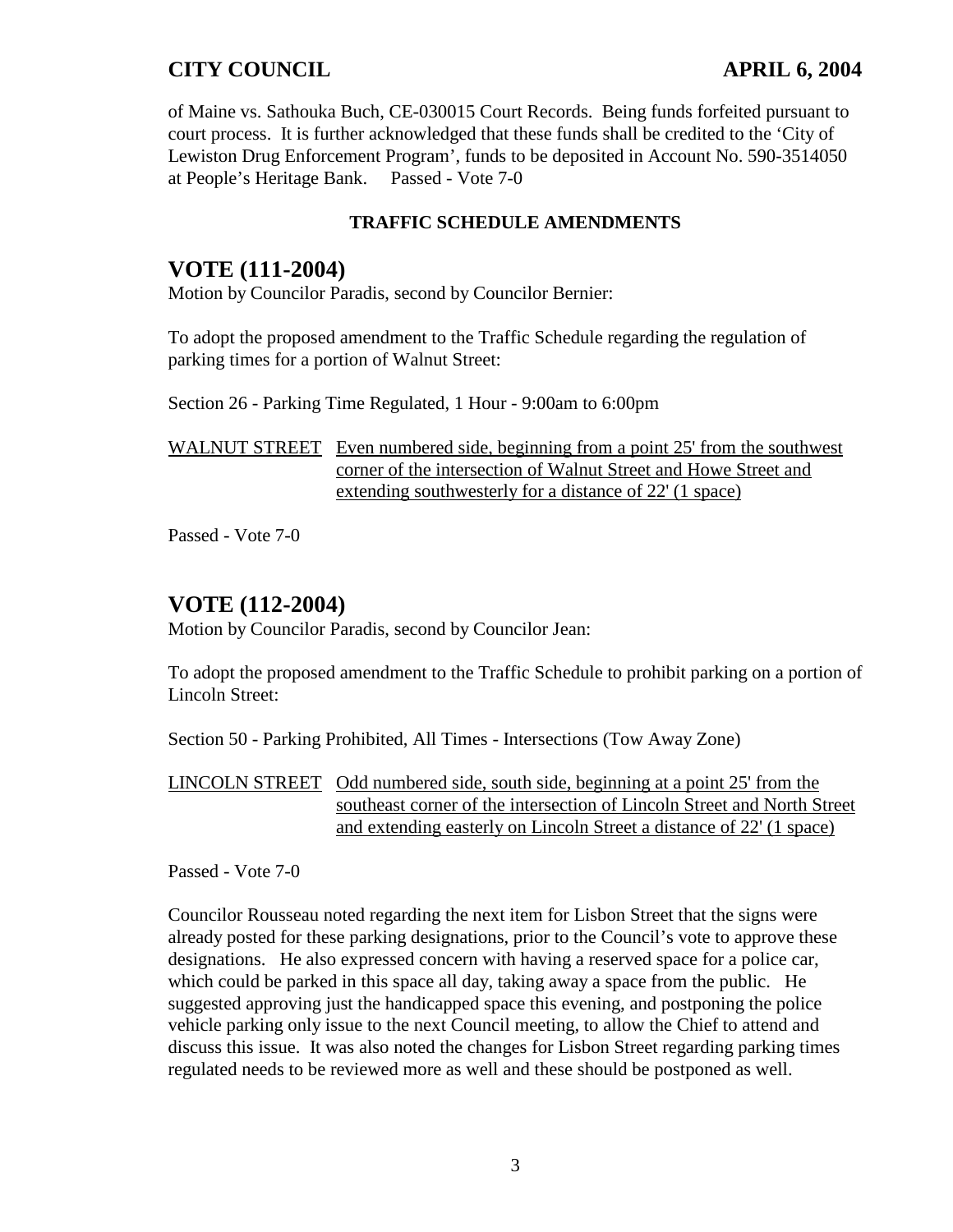of Maine vs. Sathouka Buch, CE-030015 Court Records. Being funds forfeited pursuant to court process. It is further acknowledged that these funds shall be credited to the 'City of Lewiston Drug Enforcement Program', funds to be deposited in Account No. 590-3514050 at People's Heritage Bank. Passed - Vote 7-0

**TRAFFIC SCHEDULE AMENDMENTS**

## VOTE (111-2004)

Motion by Councilor Paradis, second by Councilor Bernier:

To adopt the proposed amendment to the Traffic Schedule regarding the regulation of parking times for a portion of Walnut Street:

Section 26 - Parking Time Regulated, 1 Hour - 9:00am to 6:00pm

<u>WALNUT STREET</u> <u>Even numbered side, beginning from a point 25' from the southwest corner of the intersection of Walnut Street and Howe Street and extending southwesterly for a distance of 22' (1 space)</u>

Passed - Vote 7-0

## VOTE (112-2004)

Motion by Councilor Paradis, second by Councilor Jean:

To adopt the proposed amendment to the Traffic Schedule to prohibit parking on a portion of Lincoln Street:

Section 50 - Parking Prohibited, All Times - Intersections (Tow Away Zone)

<u>LINCOLN STREET</u> <u>Odd numbered side, south side, beginning at a point 25' from the southeast corner of the intersection of Lincoln Street and North Street and extending easterly on Lincoln Street a distance of 22' (1 space)</u>

Passed - Vote 7-0

Councilor Rousseau noted regarding the next item for Lisbon Street that the signs were already posted for these parking designations, prior to the Council's vote to approve these designations. He also expressed concern with having a reserved space for a police car, which could be parked in this space all day, taking away a space from the public. He suggested approving just the handicapped space this evening, and postponing the police vehicle parking only issue to the next Council meeting, to allow the Chief to attend and discuss this issue. It was also noted the changes for Lisbon Street regarding parking times regulated needs to be reviewed more as well and these should be postponed as well.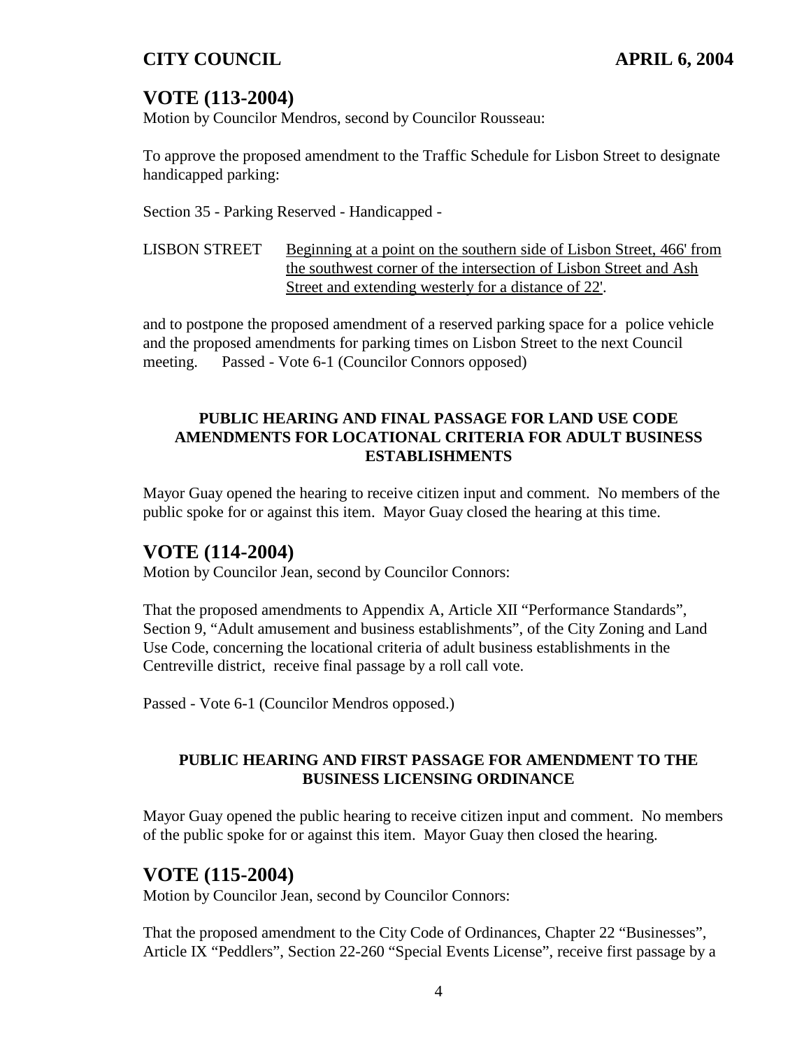## VOTE (113-2004)

Motion by Councilor Mendros, second by Councilor Rousseau:

To approve the proposed amendment to the Traffic Schedule for Lisbon Street to designate handicapped parking:

Section 35 - Parking Reserved - Handicapped -

LISBON STREET Beginning at a point on the southern side of Lisbon Street, 466' from the southwest corner of the intersection of Lisbon Street and Ash Street and extending westerly for a distance of 22'.

and to postpone the proposed amendment of a reserved parking space for a police vehicle and the proposed amendments for parking times on Lisbon Street to the next Council meeting. Passed - Vote 6-1 (Councilor Connors opposed)

**PUBLIC HEARING AND FINAL PASSAGE FOR LAND USE CODE AMENDMENTS FOR LOCATIONAL CRITERIA FOR ADULT BUSINESS ESTABLISHMENTS**

Mayor Guay opened the hearing to receive citizen input and comment. No members of the public spoke for or against this item. Mayor Guay closed the hearing at this time.

## VOTE (114-2004)

Motion by Councilor Jean, second by Councilor Connors:

That the proposed amendments to Appendix A, Article XII "Performance Standards", Section 9, "Adult amusement and business establishments", of the City Zoning and Land Use Code, concerning the locational criteria of adult business establishments in the Centreville district, receive final passage by a roll call vote.

Passed - Vote 6-1 (Councilor Mendros opposed.)

**PUBLIC HEARING AND FIRST PASSAGE FOR AMENDMENT TO THE BUSINESS LICENSING ORDINANCE**

Mayor Guay opened the public hearing to receive citizen input and comment. No members of the public spoke for or against this item. Mayor Guay then closed the hearing.

## VOTE (115-2004)

Motion by Councilor Jean, second by Councilor Connors:

That the proposed amendment to the City Code of Ordinances, Chapter 22 "Businesses", Article IX "Peddlers", Section 22-260 "Special Events License", receive first passage by a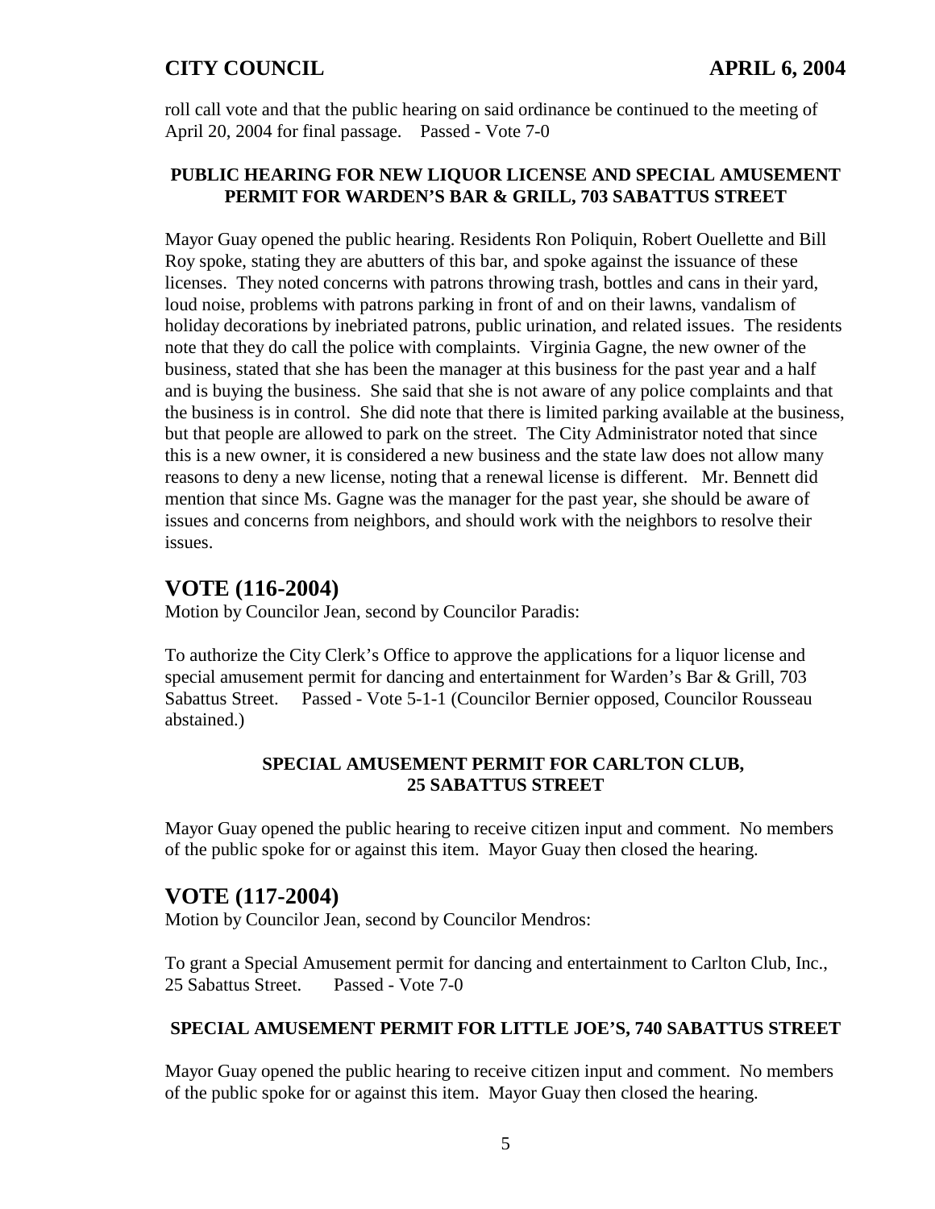roll call vote and that the public hearing on said ordinance be continued to the meeting of April 20, 2004 for final passage. Passed - Vote 7-0

**PUBLIC HEARING FOR NEW LIQUOR LICENSE AND SPECIAL AMUSEMENT PERMIT FOR WARDEN'S BAR & GRILL, 703 SABATTUS STREET**

Mayor Guay opened the public hearing. Residents Ron Poliquin, Robert Ouellette and Bill Roy spoke, stating they are abutters of this bar, and spoke against the issuance of these licenses. They noted concerns with patrons throwing trash, bottles and cans in their yard, loud noise, problems with patrons parking in front of and on their lawns, vandalism of holiday decorations by inebriated patrons, public urination, and related issues. The residents note that they do call the police with complaints. Virginia Gagne, the new owner of the business, stated that she has been the manager at this business for the past year and a half and is buying the business. She said that she is not aware of any police complaints and that the business is in control. She did note that there is limited parking available at the business, but that people are allowed to park on the street. The City Administrator noted that since this is a new owner, it is considered a new business and the state law does not allow many reasons to deny a new license, noting that a renewal license is different. Mr. Bennett did mention that since Ms. Gagne was the manager for the past year, she should be aware of issues and concerns from neighbors, and should work with the neighbors to resolve their issues.

## VOTE (116-2004)

Motion by Councilor Jean, second by Councilor Paradis:

To authorize the City Clerk's Office to approve the applications for a liquor license and special amusement permit for dancing and entertainment for Warden's Bar & Grill, 703 Sabattus Street. Passed - Vote 5-1-1 (Councilor Bernier opposed, Councilor Rousseau abstained.)

**SPECIAL AMUSEMENT PERMIT FOR CARLTON CLUB, 25 SABATTUS STREET**

Mayor Guay opened the public hearing to receive citizen input and comment. No members of the public spoke for or against this item. Mayor Guay then closed the hearing.

## VOTE (117-2004)

Motion by Councilor Jean, second by Councilor Mendros:

To grant a Special Amusement permit for dancing and entertainment to Carlton Club, Inc., 25 Sabattus Street. Passed - Vote 7-0

**SPECIAL AMUSEMENT PERMIT FOR LITTLE JOE'S, 740 SABATTUS STREET**

Mayor Guay opened the public hearing to receive citizen input and comment. No members of the public spoke for or against this item. Mayor Guay then closed the hearing.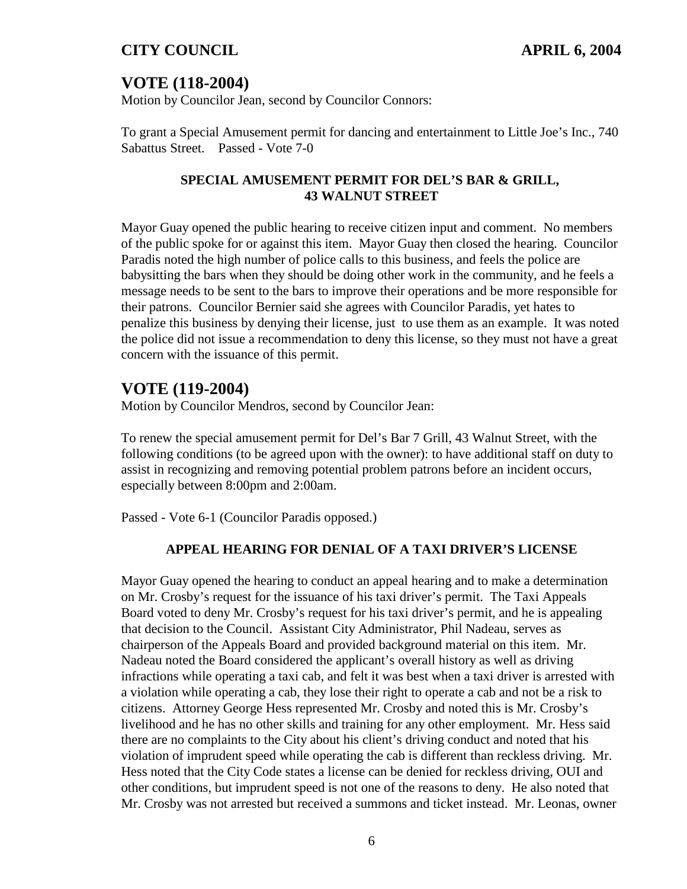## VOTE (118-2004)

Motion by Councilor Jean, second by Councilor Connors:

To grant a Special Amusement permit for dancing and entertainment to Little Joe's Inc., 740 Sabattus Street. Passed - Vote 7-0

**SPECIAL AMUSEMENT PERMIT FOR DEL'S BAR & GRILL, 43 WALNUT STREET**

Mayor Guay opened the public hearing to receive citizen input and comment. No members of the public spoke for or against this item. Mayor Guay then closed the hearing. Councilor Paradis noted the high number of police calls to this business, and feels the police are babysitting the bars when they should be doing other work in the community, and he feels a message needs to be sent to the bars to improve their operations and be more responsible for their patrons. Councilor Bernier said she agrees with Councilor Paradis, yet hates to penalize this business by denying their license, just to use them as an example. It was noted the police did not issue a recommendation to deny this license, so they must not have a great concern with the issuance of this permit.

## VOTE (119-2004)

Motion by Councilor Mendros, second by Councilor Jean:

To renew the special amusement permit for Del's Bar 7 Grill, 43 Walnut Street, with the following conditions (to be agreed upon with the owner): to have additional staff on duty to assist in recognizing and removing potential problem patrons before an incident occurs, especially between 8:00pm and 2:00am.

Passed - Vote 6-1 (Councilor Paradis opposed.)

**APPEAL HEARING FOR DENIAL OF A TAXI DRIVER'S LICENSE**

Mayor Guay opened the hearing to conduct an appeal hearing and to make a determination on Mr. Crosby's request for the issuance of his taxi driver's permit. The Taxi Appeals Board voted to deny Mr. Crosby's request for his taxi driver's permit, and he is appealing that decision to the Council. Assistant City Administrator, Phil Nadeau, serves as chairperson of the Appeals Board and provided background material on this item. Mr. Nadeau noted the Board considered the applicant's overall history as well as driving infractions while operating a taxi cab, and felt it was best when a taxi driver is arrested with a violation while operating a cab, they lose their right to operate a cab and not be a risk to citizens. Attorney George Hess represented Mr. Crosby and noted this is Mr. Crosby's livelihood and he has no other skills and training for any other employment. Mr. Hess said there are no complaints to the City about his client's driving conduct and noted that his violation of imprudent speed while operating the cab is different than reckless driving. Mr. Hess noted that the City Code states a license can be denied for reckless driving, OUI and other conditions, but imprudent speed is not one of the reasons to deny. He also noted that Mr. Crosby was not arrested but received a summons and ticket instead. Mr. Leonas, owner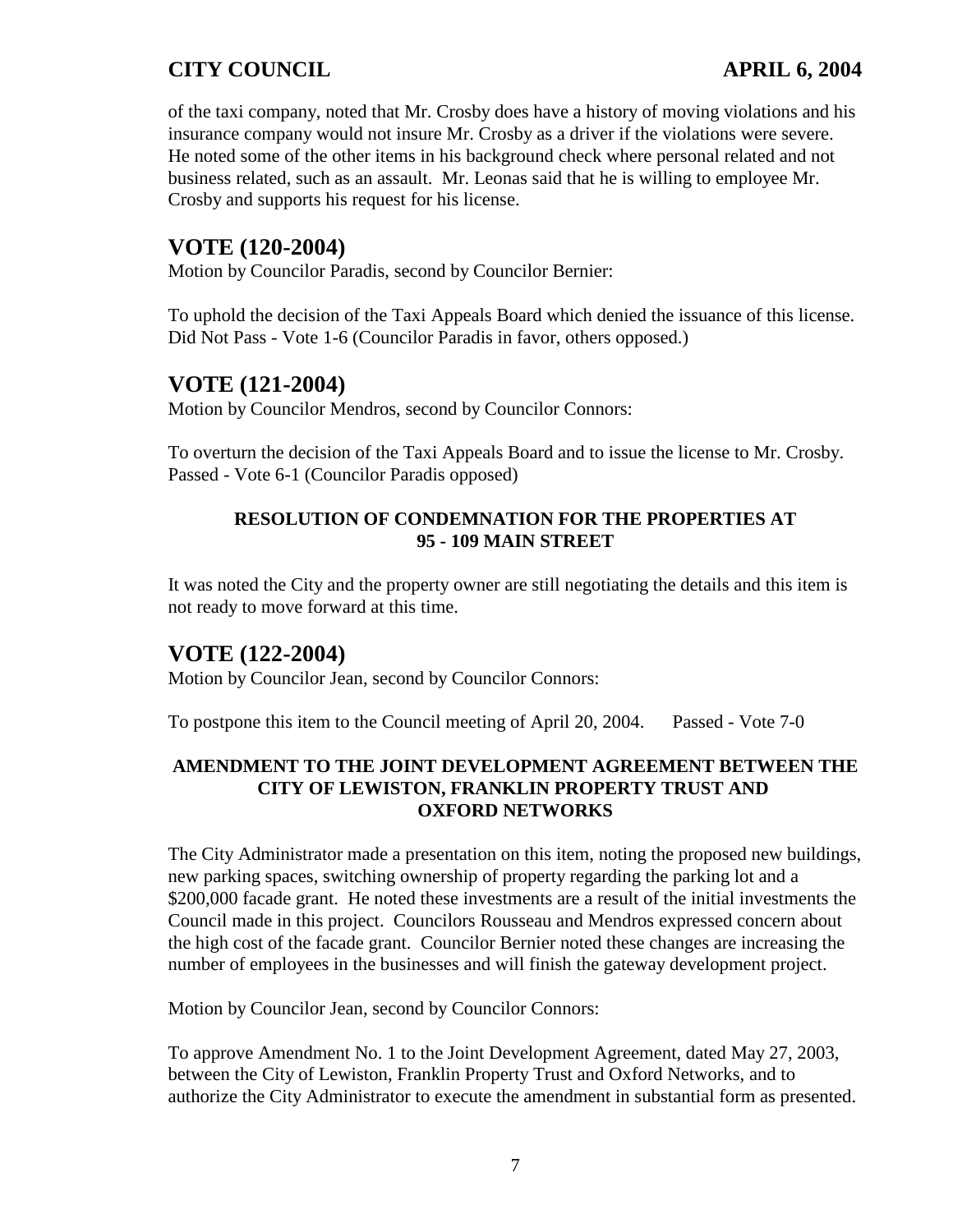of the taxi company, noted that Mr. Crosby does have a history of moving violations and his insurance company would not insure Mr. Crosby as a driver if the violations were severe. He noted some of the other items in his background check where personal related and not business related, such as an assault. Mr. Leonas said that he is willing to employee Mr. Crosby and supports his request for his license.

## VOTE (120-2004)

Motion by Councilor Paradis, second by Councilor Bernier:

To uphold the decision of the Taxi Appeals Board which denied the issuance of this license. Did Not Pass - Vote 1-6 (Councilor Paradis in favor, others opposed.)

## VOTE (121-2004)

Motion by Councilor Mendros, second by Councilor Connors:

To overturn the decision of the Taxi Appeals Board and to issue the license to Mr. Crosby. Passed - Vote 6-1 (Councilor Paradis opposed)

### RESOLUTION OF CONDEMNATION FOR THE PROPERTIES AT 95 - 109 MAIN STREET

It was noted the City and the property owner are still negotiating the details and this item is not ready to move forward at this time.

## VOTE (122-2004)

Motion by Councilor Jean, second by Councilor Connors:

To postpone this item to the Council meeting of April 20, 2004. Passed - Vote 7-0

### AMENDMENT TO THE JOINT DEVELOPMENT AGREEMENT BETWEEN THE CITY OF LEWISTON, FRANKLIN PROPERTY TRUST AND OXFORD NETWORKS

The City Administrator made a presentation on this item, noting the proposed new buildings, new parking spaces, switching ownership of property regarding the parking lot and a $200,000 facade grant. He noted these investments are a result of the initial investments the Council made in this project. Councilors Rousseau and Mendros expressed concern about the high cost of the facade grant. Councilor Bernier noted these changes are increasing the number of employees in the businesses and will finish the gateway development project.

Motion by Councilor Jean, second by Councilor Connors:

To approve Amendment No. 1 to the Joint Development Agreement, dated May 27, 2003, between the City of Lewiston, Franklin Property Trust and Oxford Networks, and to authorize the City Administrator to execute the amendment in substantial form as presented.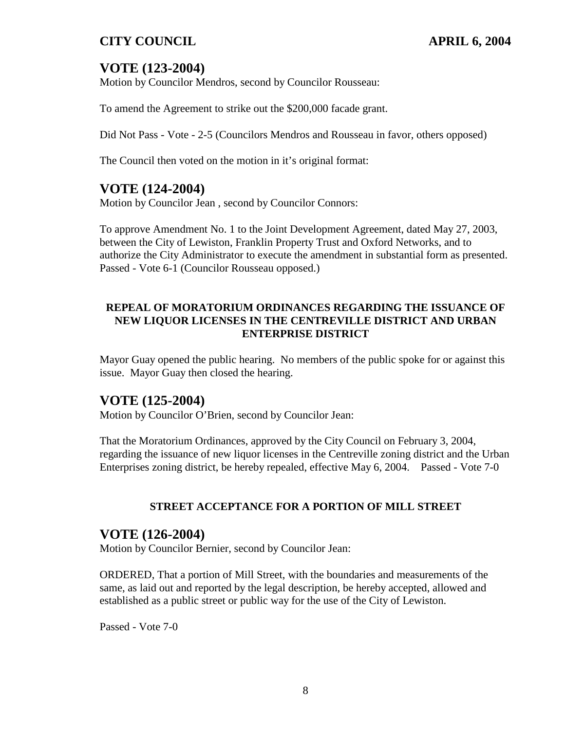## VOTE (123-2004)

Motion by Councilor Mendros, second by Councilor Rousseau:

To amend the Agreement to strike out the $200,000 facade grant.

Did Not Pass - Vote - 2-5 (Councilors Mendros and Rousseau in favor, others opposed)

The Council then voted on the motion in it's original format:

## VOTE (124-2004)

Motion by Councilor Jean , second by Councilor Connors:

To approve Amendment No. 1 to the Joint Development Agreement, dated May 27, 2003, between the City of Lewiston, Franklin Property Trust and Oxford Networks, and to authorize the City Administrator to execute the amendment in substantial form as presented. Passed - Vote 6-1 (Councilor Rousseau opposed.)

**REPEAL OF MORATORIUM ORDINANCES REGARDING THE ISSUANCE OF NEW LIQUOR LICENSES IN THE CENTREVILLE DISTRICT AND URBAN ENTERPRISE DISTRICT**

Mayor Guay opened the public hearing. No members of the public spoke for or against this issue. Mayor Guay then closed the hearing.

## VOTE (125-2004)

Motion by Councilor O'Brien, second by Councilor Jean:

That the Moratorium Ordinances, approved by the City Council on February 3, 2004, regarding the issuance of new liquor licenses in the Centreville zoning district and the Urban Enterprises zoning district, be hereby repealed, effective May 6, 2004. Passed - Vote 7-0

**STREET ACCEPTANCE FOR A PORTION OF MILL STREET**

## VOTE (126-2004)

Motion by Councilor Bernier, second by Councilor Jean:

ORDERED, That a portion of Mill Street, with the boundaries and measurements of the same, as laid out and reported by the legal description, be hereby accepted, allowed and established as a public street or public way for the use of the City of Lewiston.

Passed - Vote 7-0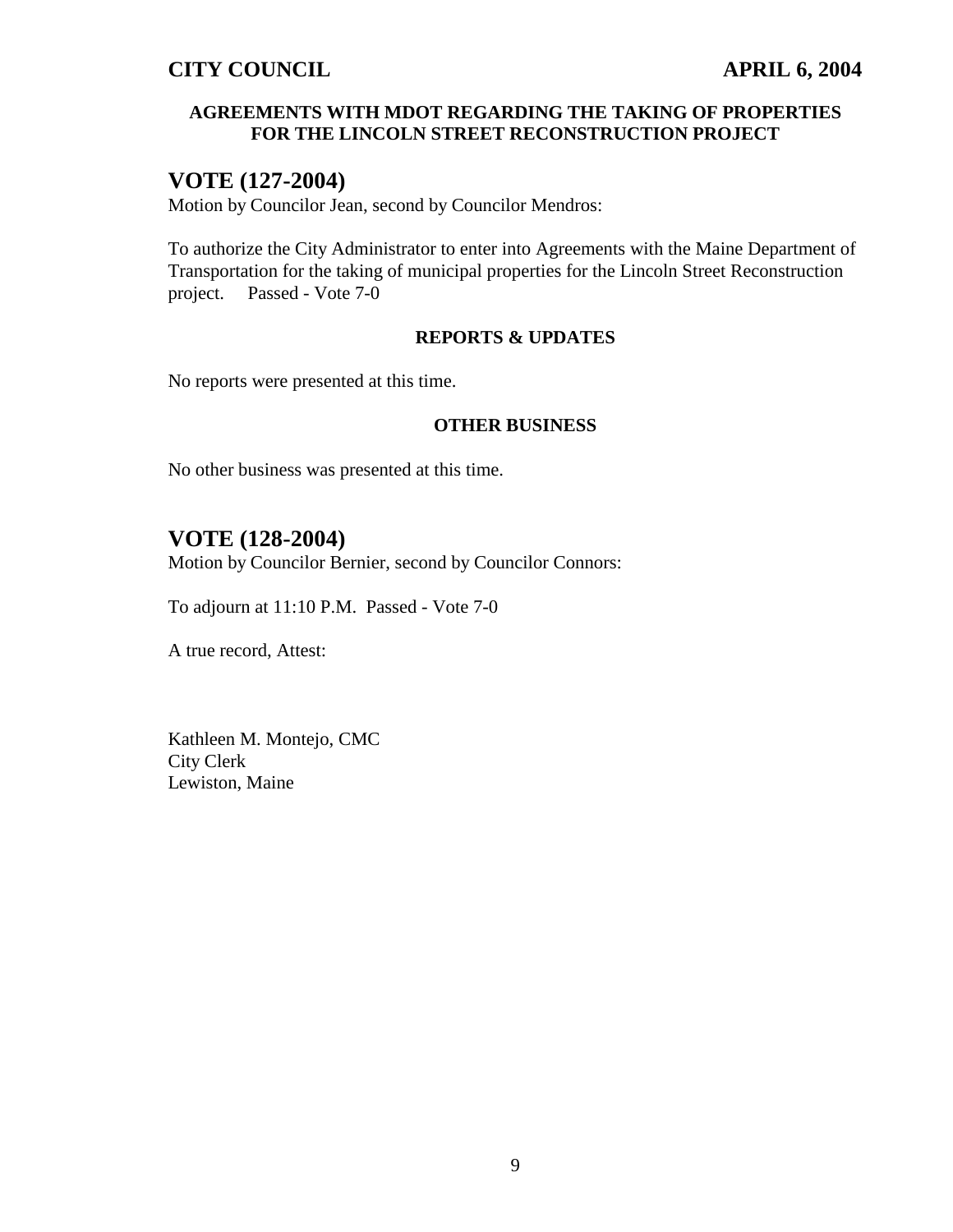**AGREEMENTS WITH MDOT REGARDING THE TAKING OF PROPERTIES FOR THE LINCOLN STREET RECONSTRUCTION PROJECT**

## VOTE (127-2004)

Motion by Councilor Jean, second by Councilor Mendros:

To authorize the City Administrator to enter into Agreements with the Maine Department of Transportation for the taking of municipal properties for the Lincoln Street Reconstruction project. Passed - Vote 7-0

**REPORTS & UPDATES**

No reports were presented at this time.

**OTHER BUSINESS**

No other business was presented at this time.

## VOTE (128-2004)

Motion by Councilor Bernier, second by Councilor Connors:

To adjourn at 11:10 P.M. Passed - Vote 7-0

A true record, Attest:

Kathleen M. Montejo, CMC
City Clerk
Lewiston, Maine